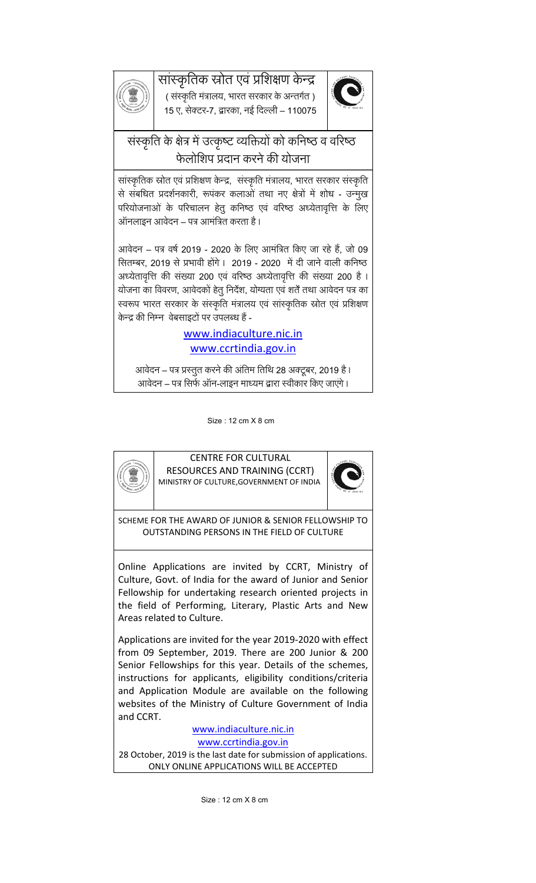# सांस्कृतिक स्रोत एवं प्रशिक्षण केन्द्र

( संस्कृति मंत्रालय, भारत सरकार के अन्तर्गत )

15 ए, सेक्टर-7, द्वारका, नई दिल्ली – 110075

## संस्कृति के क्षेत्र में उत्कृष्ट व्यक्तियों को कनिष्ठ व वरिष्ठ फेलोशिप प्रदान करने की योजना

सांस्कृतिक स्रोत एवं प्रशिक्षण केन्द्र, संस्कृति मंत्रालय, भारत सरकार संस्कृति से संबधित प्रदर्शनकारी, रूपंकर कलाओं तथा नए क्षेत्रों में शोध - उन्मुख परियोजनाओं के परिचालन हेतु कनिष्ठ एवं वरिष्ठ अध्येतावृत्ति के लिए ऑनलाइन आवेदन – पत्र आमंत्रित करता है।

आवेदन – पत्र वर्ष 2019 - 2020 के लिए आमंत्रित किए जा रहे हैं, जो 09 सितम्बर, 2019 से प्रभावी होंगे। 2019 - 2020 में दी जाने वाली कनिष्ठ अध्येतावृत्ति की संख्या 200 एवं वरिष्ठ अध्येतावृत्ति की संख्या 200 है। योजना का विवरण, आवेदकों हेतु निर्देश, योग्यता एवं शर्तें तथा आवेदन पत्र का स्वरूप भारत सरकार के संस्कृति मंत्रालय एवं सांस्कृतिक स्रोत एवं प्रशिक्षण केन्द्र की निम्न वेबसाइटों पर उपलब्ध हैं -

www.indiaculture.nic.in

www.ccrtindia.gov.in

आवेदन – पत्र प्रस्तुत करने की अंतिम तिथि 28 अक्टूबर, 2019 है।
आवेदन – पत्र सिर्फ ऑन-लाइन माध्यम द्वारा स्वीकार किए जाएंगे।

Size : 12 cm X 8 cm

# CENTRE FOR CULTURAL RESOURCES AND TRAINING (CCRT)

MINISTRY OF CULTURE,GOVERNMENT OF INDIA

## SCHEME FOR THE AWARD OF JUNIOR & SENIOR FELLOWSHIP TO OUTSTANDING PERSONS IN THE FIELD OF CULTURE

Online Applications are invited by CCRT, Ministry of Culture, Govt. of India for the award of Junior and Senior Fellowship for undertaking research oriented projects in the field of Performing, Literary, Plastic Arts and New Areas related to Culture.

Applications are invited for the year 2019-2020 with effect from 09 September, 2019. There are 200 Junior & 200 Senior Fellowships for this year. Details of the schemes, instructions for applicants, eligibility conditions/criteria and Application Module are available on the following websites of the Ministry of Culture Government of India and CCRT.

www.indiaculture.nic.in

www.ccrtindia.gov.in

28 October, 2019 is the last date for submission of applications.
ONLY ONLINE APPLICATIONS WILL BE ACCEPTED

Size : 12 cm X 8 cm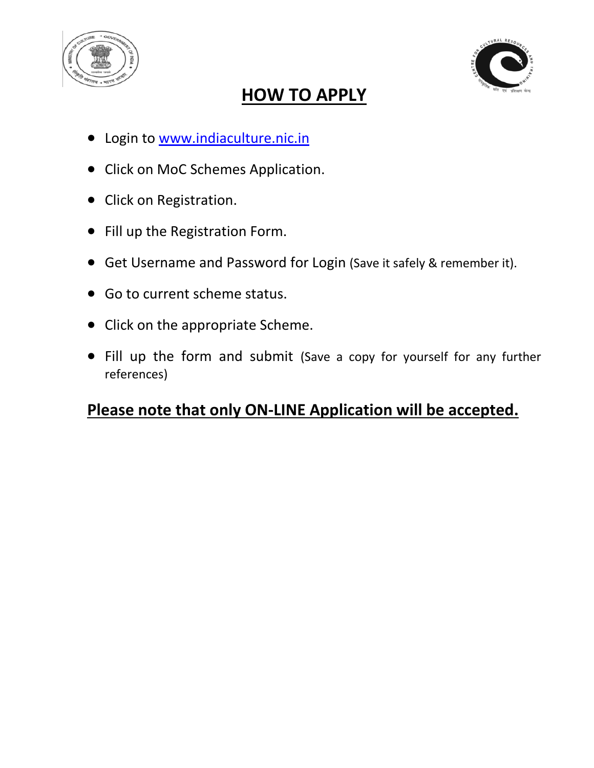# HOW TO APPLY

- Login to www.indiaculture.nic.in
- Click on MoC Schemes Application.
- Click on Registration.
- Fill up the Registration Form.
- Get Username and Password for Login (Save it safely & remember it).
- Go to current scheme status.
- Click on the appropriate Scheme.
- Fill up the form and submit (Save a copy for yourself for any further references)

**Please note that only ON-LINE Application will be accepted.**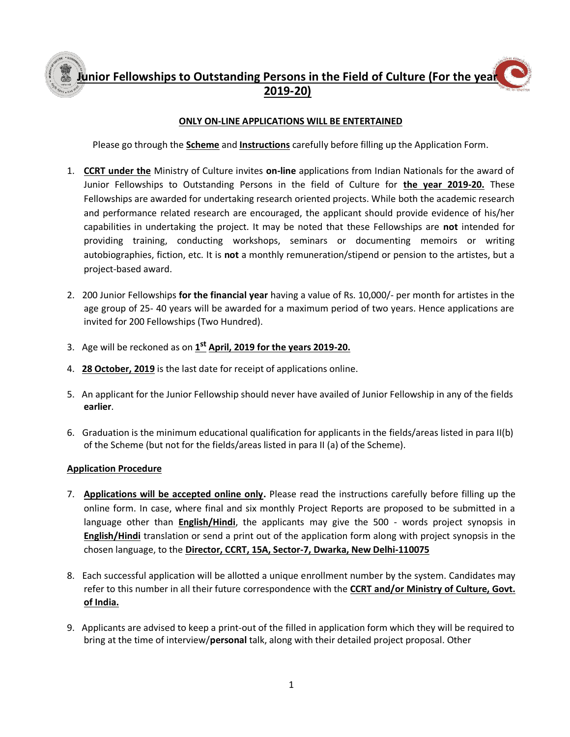# Junior Fellowships to Outstanding Persons in the Field of Culture (For the year 2019-20)

**ONLY ON-LINE APPLICATIONS WILL BE ENTERTAINED**

Please go through the **Scheme** and **Instructions** carefully before filling up the Application Form.

1. **CCRT under the** Ministry of Culture invites **on-line** applications from Indian Nationals for the award of Junior Fellowships to Outstanding Persons in the field of Culture for **the year 2019-20.** These Fellowships are awarded for undertaking research oriented projects. While both the academic research and performance related research are encouraged, the applicant should provide evidence of his/her capabilities in undertaking the project. It may be noted that these Fellowships are **not** intended for providing training, conducting workshops, seminars or documenting memoirs or writing autobiographies, fiction, etc. It is **not** a monthly remuneration/stipend or pension to the artistes, but a project-based award.

2. 200 Junior Fellowships **for the financial year** having a value of Rs. 10,000/- per month for artistes in the age group of 25- 40 years will be awarded for a maximum period of two years. Hence applications are invited for 200 Fellowships (Two Hundred).

3. Age will be reckoned as on **1st April, 2019 for the years 2019-20.**

4. **28 October, 2019** is the last date for receipt of applications online.

5. An applicant for the Junior Fellowship should never have availed of Junior Fellowship in any of the fields **earlier**.

6. Graduation is the minimum educational qualification for applicants in the fields/areas listed in para II(b) of the Scheme (but not for the fields/areas listed in para II (a) of the Scheme).

**Application Procedure**

7. **Applications will be accepted online only.** Please read the instructions carefully before filling up the online form. In case, where final and six monthly Project Reports are proposed to be submitted in a language other than **English/Hindi**, the applicants may give the 500 - words project synopsis in **English/Hindi** translation or send a print out of the application form along with project synopsis in the chosen language, to the **Director, CCRT, 15A, Sector-7, Dwarka, New Delhi-110075**

8. Each successful application will be allotted a unique enrollment number by the system. Candidates may refer to this number in all their future correspondence with the **CCRT and/or Ministry of Culture, Govt. of India.**

9. Applicants are advised to keep a print-out of the filled in application form which they will be required to bring at the time of interview/**personal** talk, along with their detailed project proposal. Other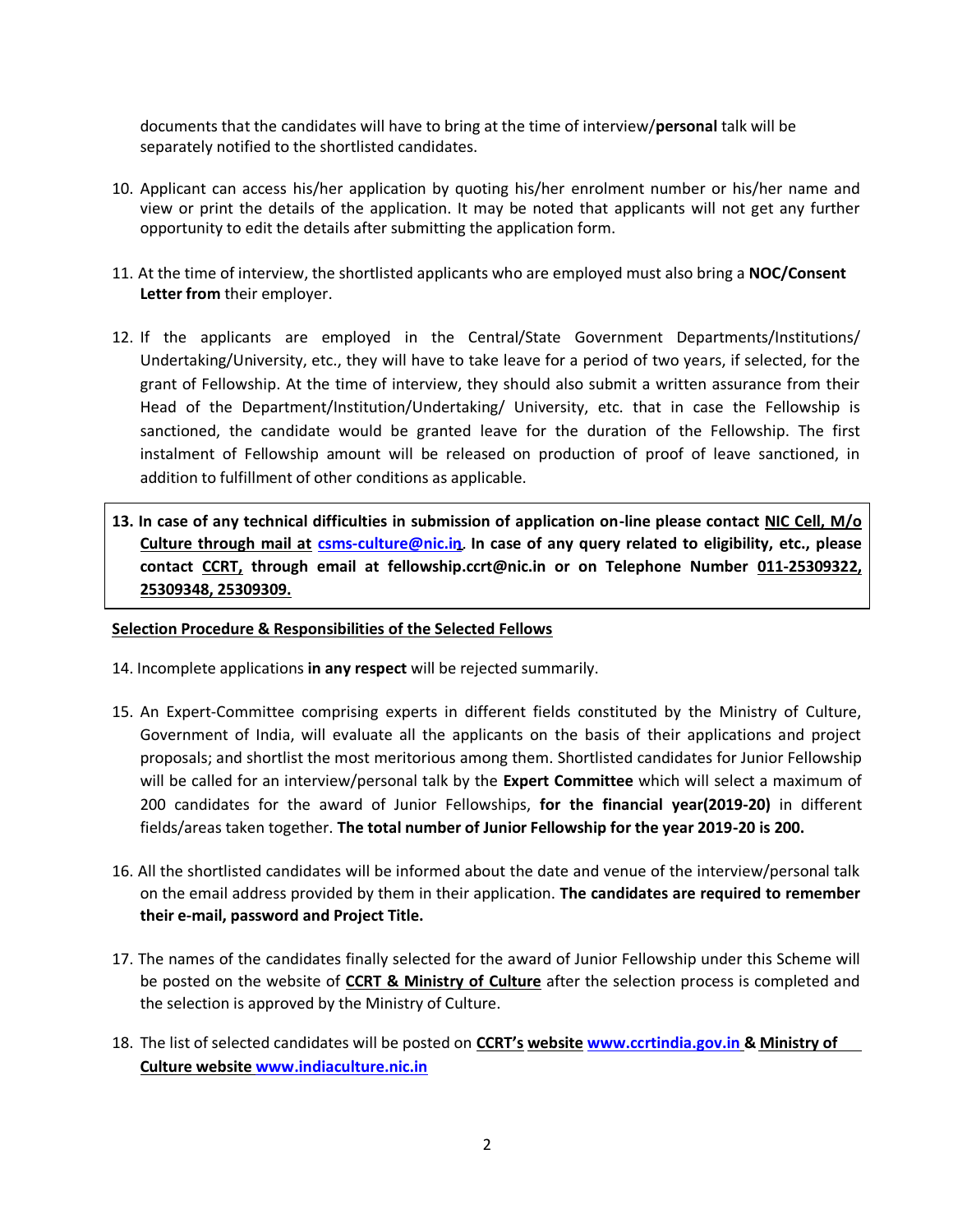documents that the candidates will have to bring at the time of interview/**personal** talk will be separately notified to the shortlisted candidates.

10. Applicant can access his/her application by quoting his/her enrolment number or his/her name and view or print the details of the application. It may be noted that applicants will not get any further opportunity to edit the details after submitting the application form.

11. At the time of interview, the shortlisted applicants who are employed must also bring a **NOC/Consent Letter from** their employer.

12. If the applicants are employed in the Central/State Government Departments/Institutions/ Undertaking/University, etc., they will have to take leave for a period of two years, if selected, for the grant of Fellowship. At the time of interview, they should also submit a written assurance from their Head of the Department/Institution/Undertaking/ University, etc. that in case the Fellowship is sanctioned, the candidate would be granted leave for the duration of the Fellowship. The first instalment of Fellowship amount will be released on production of proof of leave sanctioned, in addition to fulfillment of other conditions as applicable.

13. **In case of any technical difficulties in submission of application on-line please contact NIC Cell, M/o Culture through mail at csms-culture@nic.in. In case of any query related to eligibility, etc., please contact CCRT, through email at fellowship.ccrt@nic.in or on Telephone Number 011-25309322, 25309348, 25309309.**

**Selection Procedure & Responsibilities of the Selected Fellows**

14. Incomplete applications **in any respect** will be rejected summarily.

15. An Expert-Committee comprising experts in different fields constituted by the Ministry of Culture, Government of India, will evaluate all the applicants on the basis of their applications and project proposals; and shortlist the most meritorious among them. Shortlisted candidates for Junior Fellowship will be called for an interview/personal talk by the **Expert Committee** which will select a maximum of 200 candidates for the award of Junior Fellowships, **for the financial year(2019-20)** in different fields/areas taken together. **The total number of Junior Fellowship for the year 2019-20 is 200.**

16. All the shortlisted candidates will be informed about the date and venue of the interview/personal talk on the email address provided by them in their application. **The candidates are required to remember their e-mail, password and Project Title.**

17. The names of the candidates finally selected for the award of Junior Fellowship under this Scheme will be posted on the website of **CCRT & Ministry of Culture** after the selection process is completed and the selection is approved by the Ministry of Culture.

18. The list of selected candidates will be posted on **CCRT's website www.ccrtindia.gov.in & Ministry of Culture website www.indiaculture.nic.in**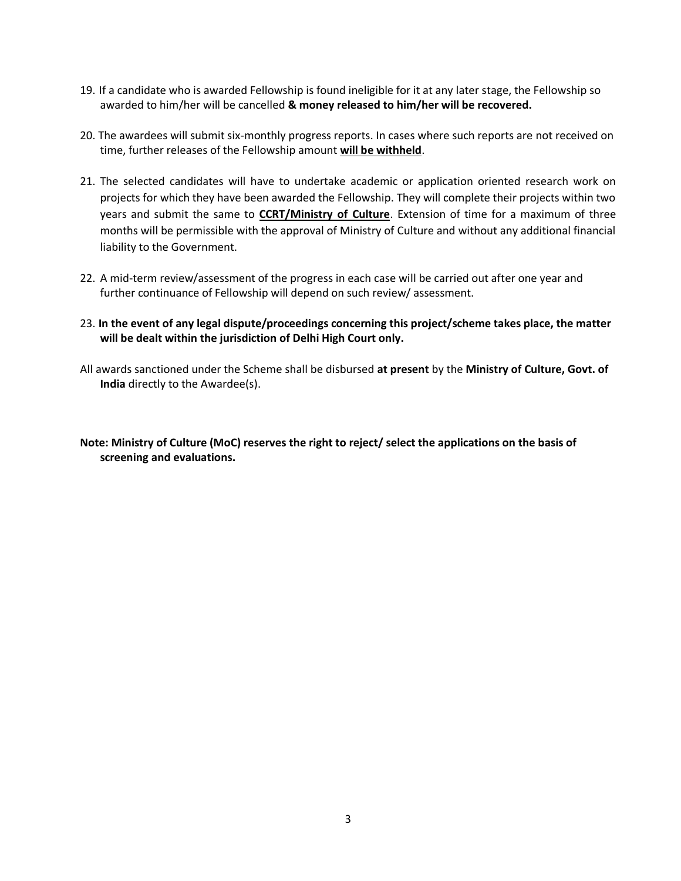19. If a candidate who is awarded Fellowship is found ineligible for it at any later stage, the Fellowship so awarded to him/her will be cancelled **& money released to him/her will be recovered.**

20. The awardees will submit six-monthly progress reports. In cases where such reports are not received on time, further releases of the Fellowship amount **<u>will be withheld</u>**.

21. The selected candidates will have to undertake academic or application oriented research work on projects for which they have been awarded the Fellowship. They will complete their projects within two years and submit the same to **<u>CCRT/Ministry of Culture</u>**. Extension of time for a maximum of three months will be permissible with the approval of Ministry of Culture and without any additional financial liability to the Government.

22. A mid-term review/assessment of the progress in each case will be carried out after one year and further continuance of Fellowship will depend on such review/ assessment.

23. **In the event of any legal dispute/proceedings concerning this project/scheme takes place, the matter will be dealt within the jurisdiction of Delhi High Court only.**

All awards sanctioned under the Scheme shall be disbursed **at present** by the **Ministry of Culture, Govt. of India** directly to the Awardee(s).

**Note: Ministry of Culture (MoC) reserves the right to reject/ select the applications on the basis of screening and evaluations.**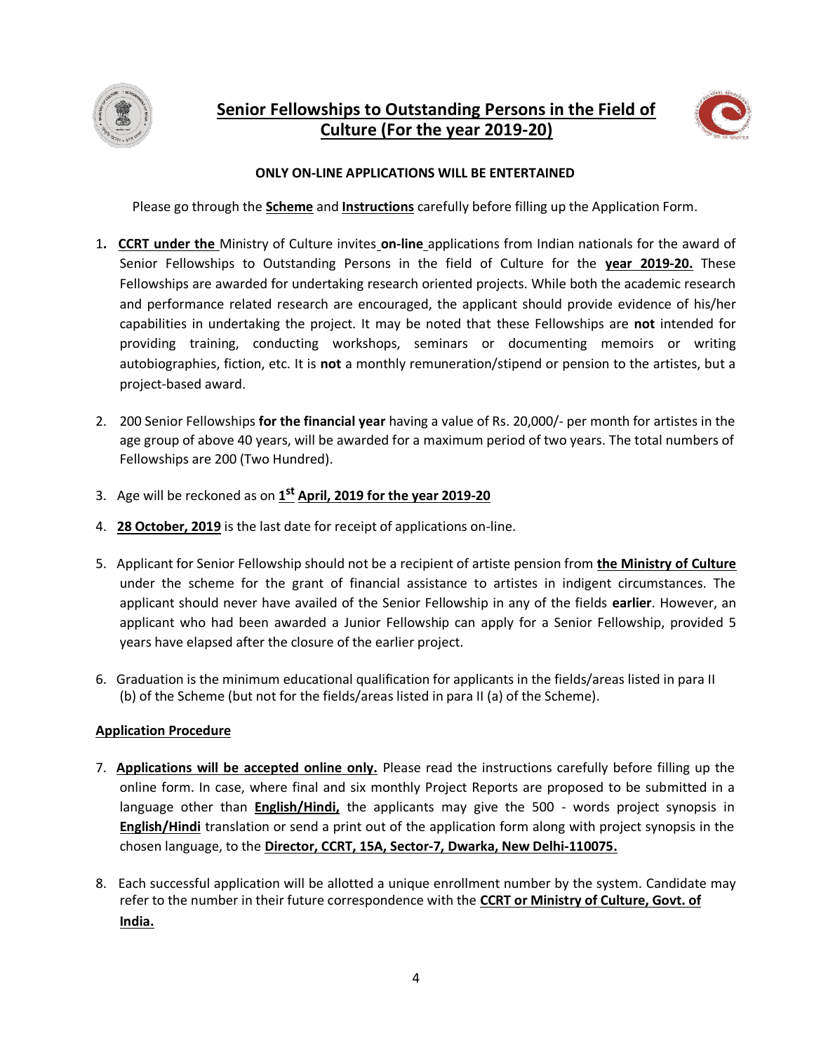# Senior Fellowships to Outstanding Persons in the Field of Culture (For the year 2019-20)

**ONLY ON-LINE APPLICATIONS WILL BE ENTERTAINED**

Please go through the **Scheme** and **Instructions** carefully before filling up the Application Form.

1. **CCRT under the** Ministry of Culture invites **on-line** applications from Indian nationals for the award of Senior Fellowships to Outstanding Persons in the field of Culture for the **year 2019-20.** These Fellowships are awarded for undertaking research oriented projects. While both the academic research and performance related research are encouraged, the applicant should provide evidence of his/her capabilities in undertaking the project. It may be noted that these Fellowships are **not** intended for providing training, conducting workshops, seminars or documenting memoirs or writing autobiographies, fiction, etc. It is **not** a monthly remuneration/stipend or pension to the artistes, but a project-based award.

2. 200 Senior Fellowships **for the financial year** having a value of Rs. 20,000/- per month for artistes in the age group of above 40 years, will be awarded for a maximum period of two years. The total numbers of Fellowships are 200 (Two Hundred).

3. Age will be reckoned as on **1st April, 2019 for the year 2019-20**

4. **28 October, 2019** is the last date for receipt of applications on-line.

5. Applicant for Senior Fellowship should not be a recipient of artiste pension from **the Ministry of Culture** under the scheme for the grant of financial assistance to artistes in indigent circumstances. The applicant should never have availed of the Senior Fellowship in any of the fields **earlier**. However, an applicant who had been awarded a Junior Fellowship can apply for a Senior Fellowship, provided 5 years have elapsed after the closure of the earlier project.

6. Graduation is the minimum educational qualification for applicants in the fields/areas listed in para II (b) of the Scheme (but not for the fields/areas listed in para II (a) of the Scheme).

**Application Procedure**

7. **Applications will be accepted online only.** Please read the instructions carefully before filling up the online form. In case, where final and six monthly Project Reports are proposed to be submitted in a language other than **English/Hindi,** the applicants may give the 500 - words project synopsis in **English/Hindi** translation or send a print out of the application form along with project synopsis in the chosen language, to the **Director, CCRT, 15A, Sector-7, Dwarka, New Delhi-110075.**

8. Each successful application will be allotted a unique enrollment number by the system. Candidate may refer to the number in their future correspondence with the **CCRT or Ministry of Culture, Govt. of India.**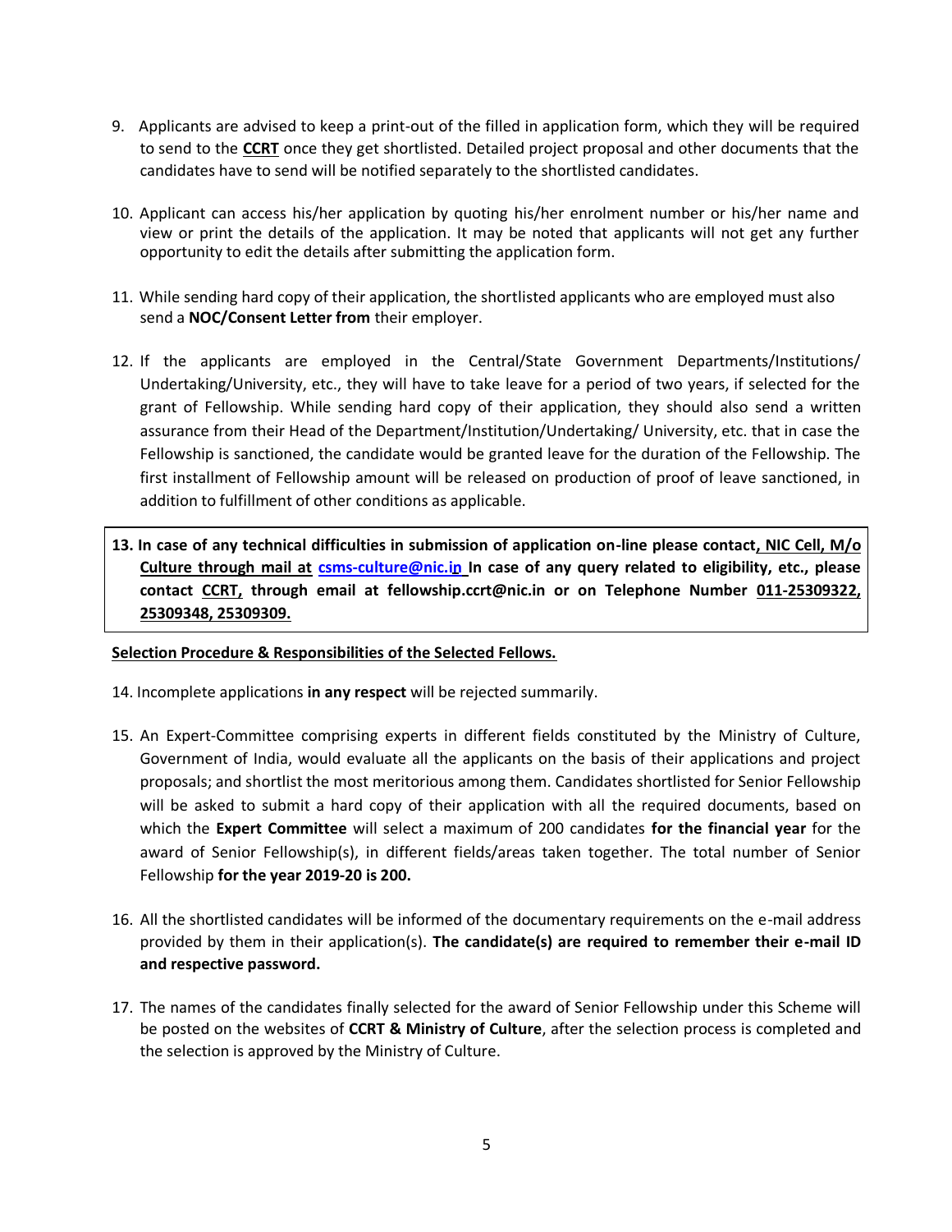9. Applicants are advised to keep a print-out of the filled in application form, which they will be required to send to the **CCRT** once they get shortlisted. Detailed project proposal and other documents that the candidates have to send will be notified separately to the shortlisted candidates.

10. Applicant can access his/her application by quoting his/her enrolment number or his/her name and view or print the details of the application. It may be noted that applicants will not get any further opportunity to edit the details after submitting the application form.

11. While sending hard copy of their application, the shortlisted applicants who are employed must also send a **NOC/Consent Letter from** their employer.

12. If the applicants are employed in the Central/State Government Departments/Institutions/ Undertaking/University, etc., they will have to take leave for a period of two years, if selected for the grant of Fellowship. While sending hard copy of their application, they should also send a written assurance from their Head of the Department/Institution/Undertaking/ University, etc. that in case the Fellowship is sanctioned, the candidate would be granted leave for the duration of the Fellowship. The first installment of Fellowship amount will be released on production of proof of leave sanctioned, in addition to fulfillment of other conditions as applicable.

**13. In case of any technical difficulties in submission of application on-line please contact, NIC Cell, M/o Culture through mail at csms-culture@nic.in In case of any query related to eligibility, etc., please contact CCRT, through email at fellowship.ccrt@nic.in or on Telephone Number 011-25309322, 25309348, 25309309.**

**Selection Procedure & Responsibilities of the Selected Fellows.**

14. Incomplete applications **in any respect** will be rejected summarily.

15. An Expert-Committee comprising experts in different fields constituted by the Ministry of Culture, Government of India, would evaluate all the applicants on the basis of their applications and project proposals; and shortlist the most meritorious among them. Candidates shortlisted for Senior Fellowship will be asked to submit a hard copy of their application with all the required documents, based on which the **Expert Committee** will select a maximum of 200 candidates **for the financial year** for the award of Senior Fellowship(s), in different fields/areas taken together. The total number of Senior Fellowship **for the year 2019-20 is 200.**

16. All the shortlisted candidates will be informed of the documentary requirements on the e-mail address provided by them in their application(s). **The candidate(s) are required to remember their e-mail ID and respective password.**

17. The names of the candidates finally selected for the award of Senior Fellowship under this Scheme will be posted on the websites of **CCRT & Ministry of Culture**, after the selection process is completed and the selection is approved by the Ministry of Culture.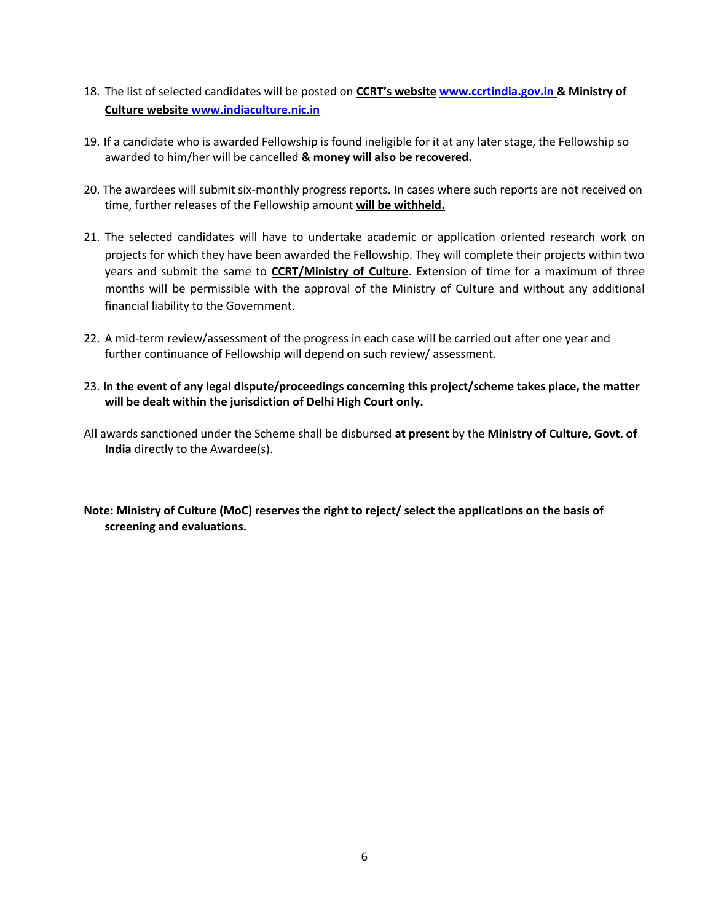18. The list of selected candidates will be posted on **CCRT's website www.ccrtindia.gov.in & Ministry of Culture website www.indiaculture.nic.in**

19. If a candidate who is awarded Fellowship is found ineligible for it at any later stage, the Fellowship so awarded to him/her will be cancelled **& money will also be recovered.**

20. The awardees will submit six-monthly progress reports. In cases where such reports are not received on time, further releases of the Fellowship amount **will be withheld.**

21. The selected candidates will have to undertake academic or application oriented research work on projects for which they have been awarded the Fellowship. They will complete their projects within two years and submit the same to **CCRT/Ministry of Culture**. Extension of time for a maximum of three months will be permissible with the approval of the Ministry of Culture and without any additional financial liability to the Government.

22. A mid-term review/assessment of the progress in each case will be carried out after one year and further continuance of Fellowship will depend on such review/ assessment.

23. **In the event of any legal dispute/proceedings concerning this project/scheme takes place, the matter will be dealt within the jurisdiction of Delhi High Court only.**

All awards sanctioned under the Scheme shall be disbursed **at present** by the **Ministry of Culture, Govt. of India** directly to the Awardee(s).

**Note: Ministry of Culture (MoC) reserves the right to reject/ select the applications on the basis of screening and evaluations.**